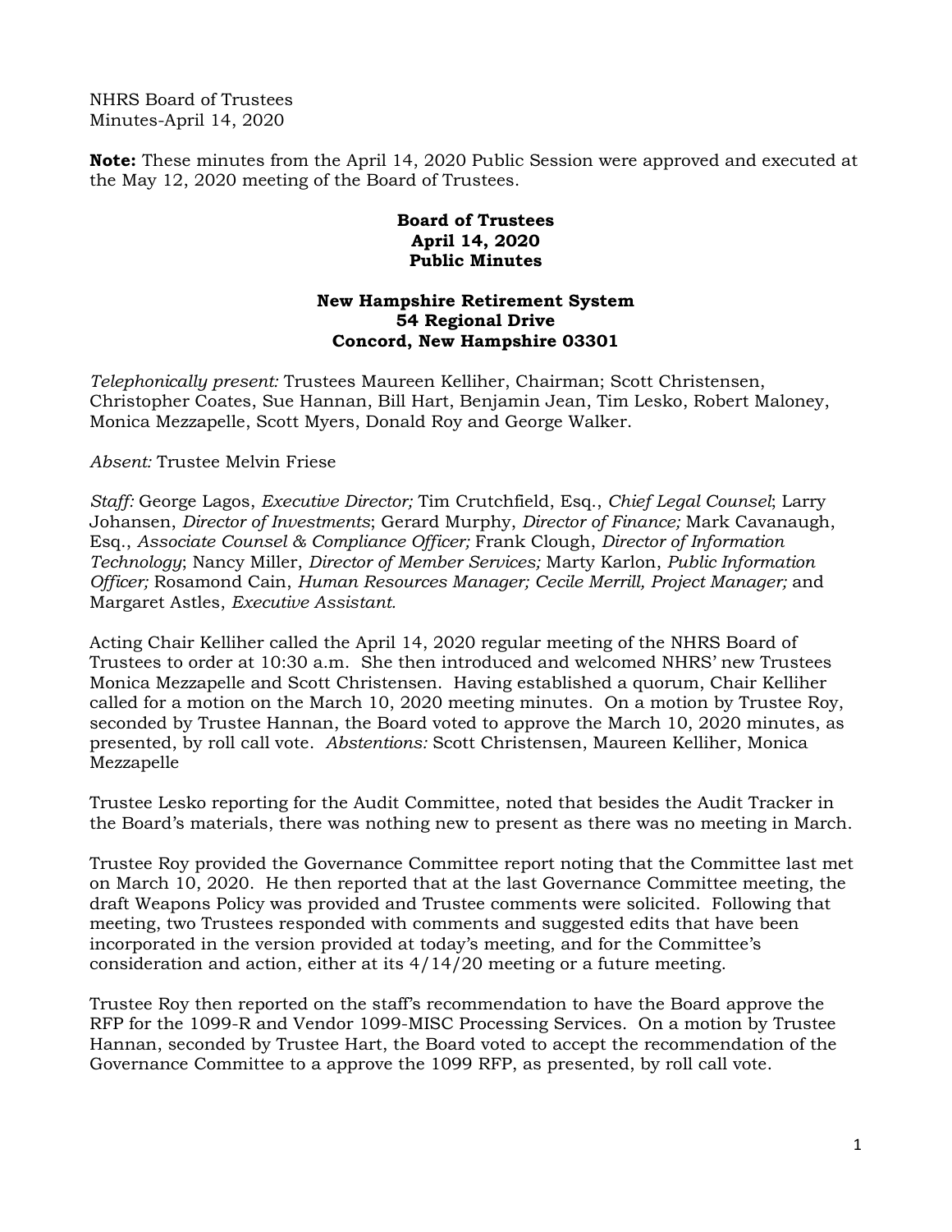NHRS Board of Trustees
Minutes-April 14, 2020

**Note:** These minutes from the April 14, 2020 Public Session were approved and executed at the May 12, 2020 meeting of the Board of Trustees.

**Board of Trustees**
**April 14, 2020**
**Public Minutes**

**New Hampshire Retirement System**
**54 Regional Drive**
**Concord, New Hampshire 03301**

*Telephonically present:* Trustees Maureen Kelliher, Chairman; Scott Christensen, Christopher Coates, Sue Hannan, Bill Hart, Benjamin Jean, Tim Lesko, Robert Maloney, Monica Mezzapelle, Scott Myers, Donald Roy and George Walker.

*Absent:* Trustee Melvin Friese

*Staff:* George Lagos, *Executive Director;* Tim Crutchfield, Esq., *Chief Legal Counsel*; Larry Johansen, *Director of Investments*; Gerard Murphy, *Director of Finance;* Mark Cavanaugh, Esq., *Associate Counsel & Compliance Officer;* Frank Clough, *Director of Information Technology*; Nancy Miller, *Director of Member Services;* Marty Karlon, *Public Information Officer;* Rosamond Cain, *Human Resources Manager; Cecile Merrill, Project Manager;* and Margaret Astles, *Executive Assistant.*

Acting Chair Kelliher called the April 14, 2020 regular meeting of the NHRS Board of Trustees to order at 10:30 a.m. She then introduced and welcomed NHRS' new Trustees Monica Mezzapelle and Scott Christensen. Having established a quorum, Chair Kelliher called for a motion on the March 10, 2020 meeting minutes. On a motion by Trustee Roy, seconded by Trustee Hannan, the Board voted to approve the March 10, 2020 minutes, as presented, by roll call vote. *Abstentions:* Scott Christensen, Maureen Kelliher, Monica Mezzapelle

Trustee Lesko reporting for the Audit Committee, noted that besides the Audit Tracker in the Board's materials, there was nothing new to present as there was no meeting in March.

Trustee Roy provided the Governance Committee report noting that the Committee last met on March 10, 2020. He then reported that at the last Governance Committee meeting, the draft Weapons Policy was provided and Trustee comments were solicited. Following that meeting, two Trustees responded with comments and suggested edits that have been incorporated in the version provided at today's meeting, and for the Committee's consideration and action, either at its 4/14/20 meeting or a future meeting.

Trustee Roy then reported on the staff's recommendation to have the Board approve the RFP for the 1099-R and Vendor 1099-MISC Processing Services. On a motion by Trustee Hannan, seconded by Trustee Hart, the Board voted to accept the recommendation of the Governance Committee to a approve the 1099 RFP, as presented, by roll call vote.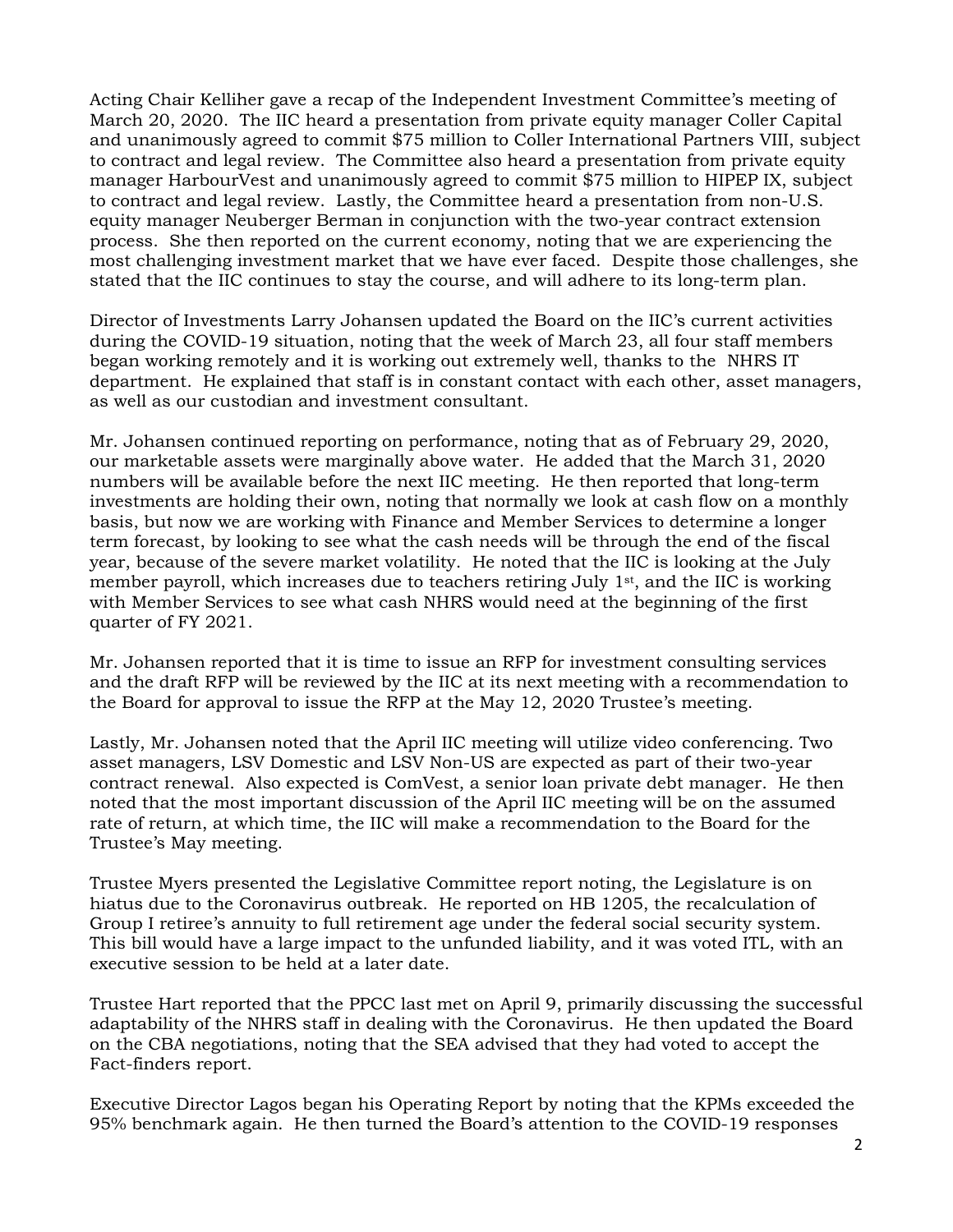Acting Chair Kelliher gave a recap of the Independent Investment Committee's meeting of March 20, 2020. The IIC heard a presentation from private equity manager Coller Capital and unanimously agreed to commit $75 million to Coller International Partners VIII, subject to contract and legal review. The Committee also heard a presentation from private equity manager HarbourVest and unanimously agreed to commit $75 million to HIPEP IX, subject to contract and legal review. Lastly, the Committee heard a presentation from non-U.S. equity manager Neuberger Berman in conjunction with the two-year contract extension process. She then reported on the current economy, noting that we are experiencing the most challenging investment market that we have ever faced. Despite those challenges, she stated that the IIC continues to stay the course, and will adhere to its long-term plan.

Director of Investments Larry Johansen updated the Board on the IIC's current activities during the COVID-19 situation, noting that the week of March 23, all four staff members began working remotely and it is working out extremely well, thanks to the NHRS IT department. He explained that staff is in constant contact with each other, asset managers, as well as our custodian and investment consultant.

Mr. Johansen continued reporting on performance, noting that as of February 29, 2020, our marketable assets were marginally above water. He added that the March 31, 2020 numbers will be available before the next IIC meeting. He then reported that long-term investments are holding their own, noting that normally we look at cash flow on a monthly basis, but now we are working with Finance and Member Services to determine a longer term forecast, by looking to see what the cash needs will be through the end of the fiscal year, because of the severe market volatility. He noted that the IIC is looking at the July member payroll, which increases due to teachers retiring July 1st, and the IIC is working with Member Services to see what cash NHRS would need at the beginning of the first quarter of FY 2021.

Mr. Johansen reported that it is time to issue an RFP for investment consulting services and the draft RFP will be reviewed by the IIC at its next meeting with a recommendation to the Board for approval to issue the RFP at the May 12, 2020 Trustee's meeting.

Lastly, Mr. Johansen noted that the April IIC meeting will utilize video conferencing. Two asset managers, LSV Domestic and LSV Non-US are expected as part of their two-year contract renewal. Also expected is ComVest, a senior loan private debt manager. He then noted that the most important discussion of the April IIC meeting will be on the assumed rate of return, at which time, the IIC will make a recommendation to the Board for the Trustee's May meeting.

Trustee Myers presented the Legislative Committee report noting, the Legislature is on hiatus due to the Coronavirus outbreak. He reported on HB 1205, the recalculation of Group I retiree's annuity to full retirement age under the federal social security system. This bill would have a large impact to the unfunded liability, and it was voted ITL, with an executive session to be held at a later date.

Trustee Hart reported that the PPCC last met on April 9, primarily discussing the successful adaptability of the NHRS staff in dealing with the Coronavirus. He then updated the Board on the CBA negotiations, noting that the SEA advised that they had voted to accept the Fact-finders report.

Executive Director Lagos began his Operating Report by noting that the KPMs exceeded the 95% benchmark again. He then turned the Board's attention to the COVID-19 responses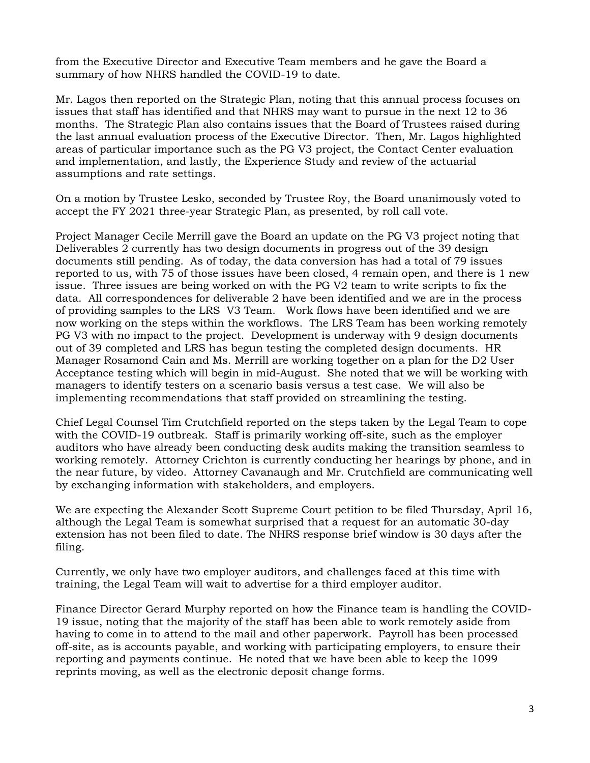from the Executive Director and Executive Team members and he gave the Board a summary of how NHRS handled the COVID-19 to date.

Mr. Lagos then reported on the Strategic Plan, noting that this annual process focuses on issues that staff has identified and that NHRS may want to pursue in the next 12 to 36 months. The Strategic Plan also contains issues that the Board of Trustees raised during the last annual evaluation process of the Executive Director. Then, Mr. Lagos highlighted areas of particular importance such as the PG V3 project, the Contact Center evaluation and implementation, and lastly, the Experience Study and review of the actuarial assumptions and rate settings.

On a motion by Trustee Lesko, seconded by Trustee Roy, the Board unanimously voted to accept the FY 2021 three-year Strategic Plan, as presented, by roll call vote.

Project Manager Cecile Merrill gave the Board an update on the PG V3 project noting that Deliverables 2 currently has two design documents in progress out of the 39 design documents still pending. As of today, the data conversion has had a total of 79 issues reported to us, with 75 of those issues have been closed, 4 remain open, and there is 1 new issue. Three issues are being worked on with the PG V2 team to write scripts to fix the data. All correspondences for deliverable 2 have been identified and we are in the process of providing samples to the LRS V3 Team. Work flows have been identified and we are now working on the steps within the workflows. The LRS Team has been working remotely PG V3 with no impact to the project. Development is underway with 9 design documents out of 39 completed and LRS has begun testing the completed design documents. HR Manager Rosamond Cain and Ms. Merrill are working together on a plan for the D2 User Acceptance testing which will begin in mid-August. She noted that we will be working with managers to identify testers on a scenario basis versus a test case. We will also be implementing recommendations that staff provided on streamlining the testing.

Chief Legal Counsel Tim Crutchfield reported on the steps taken by the Legal Team to cope with the COVID-19 outbreak. Staff is primarily working off-site, such as the employer auditors who have already been conducting desk audits making the transition seamless to working remotely. Attorney Crichton is currently conducting her hearings by phone, and in the near future, by video. Attorney Cavanaugh and Mr. Crutchfield are communicating well by exchanging information with stakeholders, and employers.

We are expecting the Alexander Scott Supreme Court petition to be filed Thursday, April 16, although the Legal Team is somewhat surprised that a request for an automatic 30-day extension has not been filed to date. The NHRS response brief window is 30 days after the filing.

Currently, we only have two employer auditors, and challenges faced at this time with training, the Legal Team will wait to advertise for a third employer auditor.

Finance Director Gerard Murphy reported on how the Finance team is handling the COVID-19 issue, noting that the majority of the staff has been able to work remotely aside from having to come in to attend to the mail and other paperwork. Payroll has been processed off-site, as is accounts payable, and working with participating employers, to ensure their reporting and payments continue. He noted that we have been able to keep the 1099 reprints moving, as well as the electronic deposit change forms.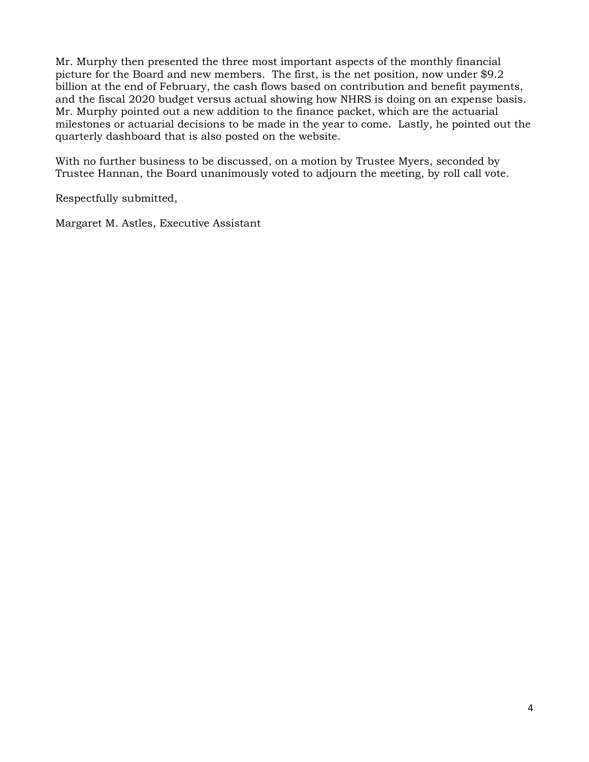Mr. Murphy then presented the three most important aspects of the monthly financial picture for the Board and new members. The first, is the net position, now under $9.2 billion at the end of February, the cash flows based on contribution and benefit payments, and the fiscal 2020 budget versus actual showing how NHRS is doing on an expense basis. Mr. Murphy pointed out a new addition to the finance packet, which are the actuarial milestones or actuarial decisions to be made in the year to come. Lastly, he pointed out the quarterly dashboard that is also posted on the website.

With no further business to be discussed, on a motion by Trustee Myers, seconded by Trustee Hannan, the Board unanimously voted to adjourn the meeting, by roll call vote.

Respectfully submitted,

Margaret M. Astles, Executive Assistant